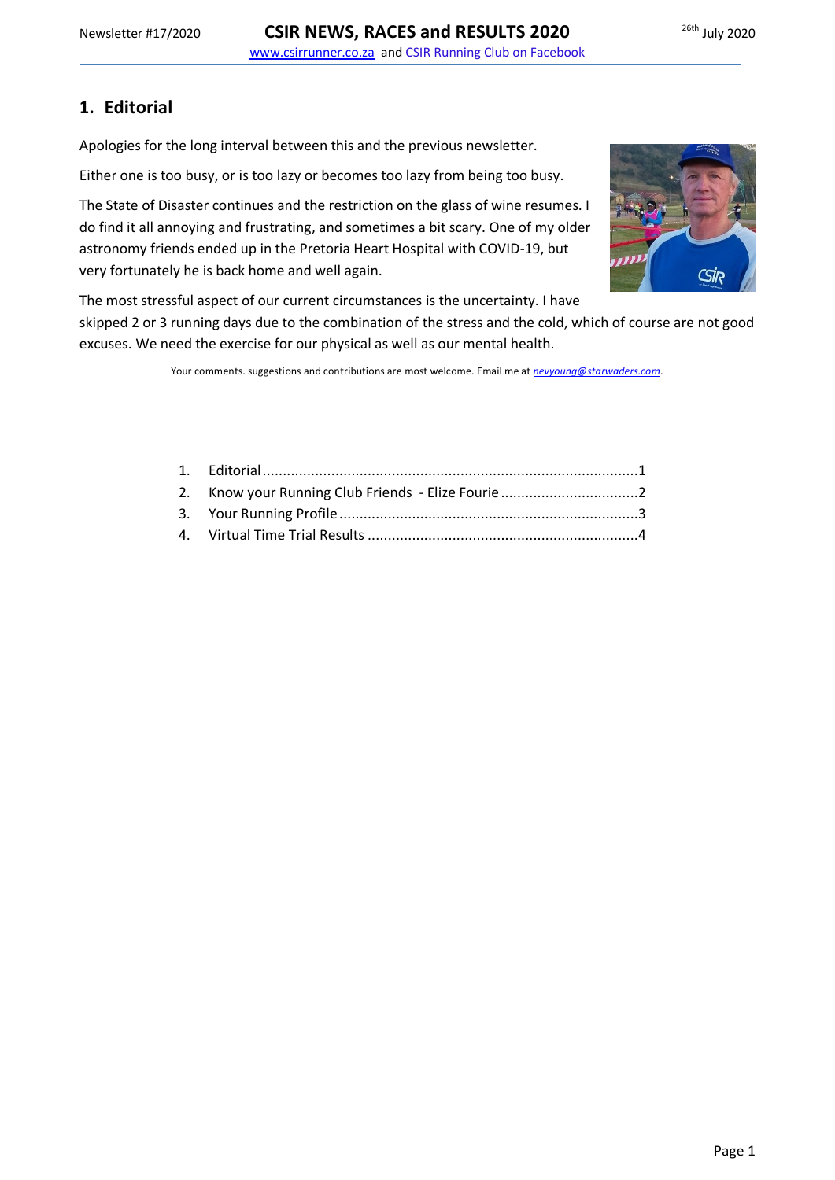## 1. Editorial

Apologies for the long interval between this and the previous newsletter.

Either one is too busy, or is too lazy or becomes too lazy from being too busy.

The State of Disaster continues and the restriction on the glass of wine resumes. I do find it all annoying and frustrating, and sometimes a bit scary. One of my older astronomy friends ended up in the Pretoria Heart Hospital with COVID-19, but very fortunately he is back home and well again.

The most stressful aspect of our current circumstances is the uncertainty. I have skipped 2 or 3 running days due to the combination of the stress and the cold, which of course are not good excuses. We need the exercise for our physical as well as our mental health.

Your comments. suggestions and contributions are most welcome. Email me at *nevyoung@starwaders.com*.

1. Editorial ........................................................................................1
2. Know your Running Club Friends - Elize Fourie ..................................2
3. Your Running Profile ..........................................................................3
4. Virtual Time Trial Results ...................................................................4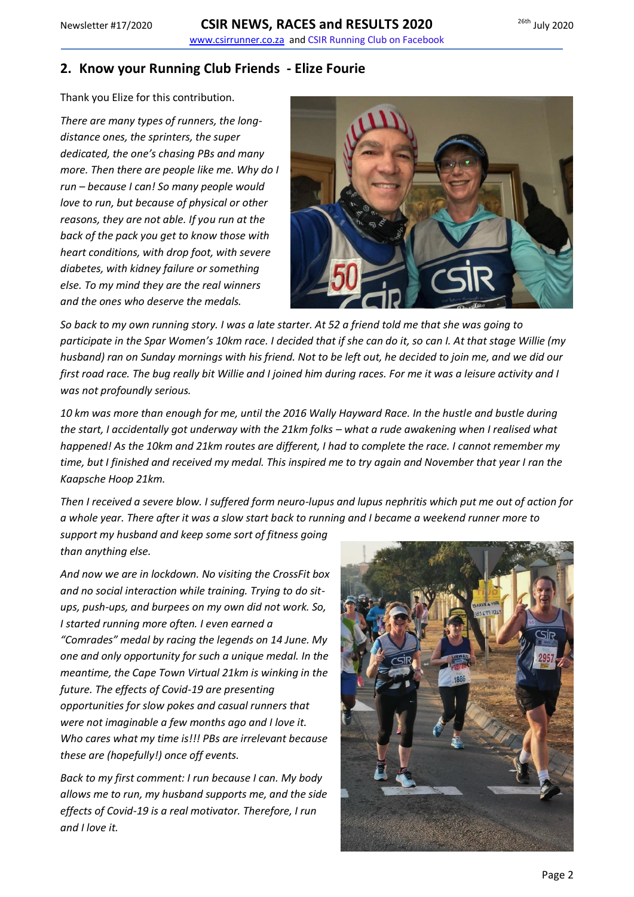## 2. Know your Running Club Friends - Elize Fourie

Thank you Elize for this contribution.

*There are many types of runners, the long-distance ones, the sprinters, the super dedicated, the one's chasing PBs and many more. Then there are people like me. Why do I run – because I can! So many people would love to run, but because of physical or other reasons, they are not able. If you run at the back of the pack you get to know those with heart conditions, with drop foot, with severe diabetes, with kidney failure or something else. To my mind they are the real winners and the ones who deserve the medals.*

*So back to my own running story. I was a late starter. At 52 a friend told me that she was going to participate in the Spar Women's 10km race. I decided that if she can do it, so can I. At that stage Willie (my husband) ran on Sunday mornings with his friend. Not to be left out, he decided to join me, and we did our first road race. The bug really bit Willie and I joined him during races. For me it was a leisure activity and I was not profoundly serious.*

*10 km was more than enough for me, until the 2016 Wally Hayward Race. In the hustle and bustle during the start, I accidentally got underway with the 21km folks – what a rude awakening when I realised what happened! As the 10km and 21km routes are different, I had to complete the race. I cannot remember my time, but I finished and received my medal. This inspired me to try again and November that year I ran the Kaapsche Hoop 21km.*

*Then I received a severe blow. I suffered form neuro-lupus and lupus nephritis which put me out of action for a whole year. There after it was a slow start back to running and I became a weekend runner more to support my husband and keep some sort of fitness going than anything else.*

*And now we are in lockdown. No visiting the CrossFit box and no social interaction while training. Trying to do sit-ups, push-ups, and burpees on my own did not work. So, I started running more often. I even earned a "Comrades" medal by racing the legends on 14 June. My one and only opportunity for such a unique medal. In the meantime, the Cape Town Virtual 21km is winking in the future. The effects of Covid-19 are presenting opportunities for slow pokes and casual runners that were not imaginable a few months ago and I love it. Who cares what my time is!!! PBs are irrelevant because these are (hopefully!) once off events.*

*Back to my first comment: I run because I can. My body allows me to run, my husband supports me, and the side effects of Covid-19 is a real motivator. Therefore, I run and I love it.*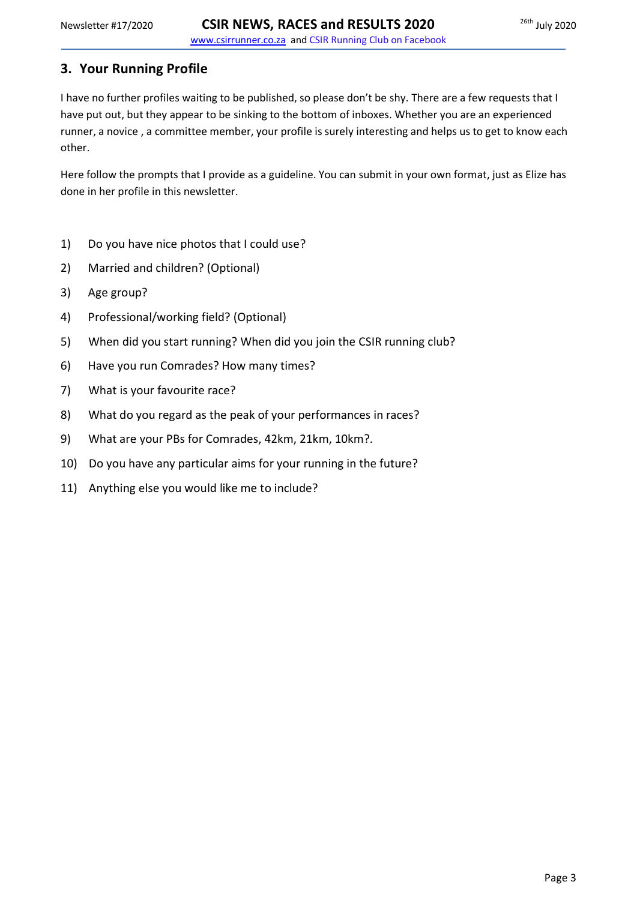## 3. Your Running Profile

I have no further profiles waiting to be published, so please don't be shy. There are a few requests that I have put out, but they appear to be sinking to the bottom of inboxes. Whether you are an experienced runner, a novice , a committee member, your profile is surely interesting and helps us to get to know each other.

Here follow the prompts that I provide as a guideline. You can submit in your own format, just as Elize has done in her profile in this newsletter.

1) Do you have nice photos that I could use?
2) Married and children? (Optional)
3) Age group?
4) Professional/working field? (Optional)
5) When did you start running? When did you join the CSIR running club?
6) Have you run Comrades? How many times?
7) What is your favourite race?
8) What do you regard as the peak of your performances in races?
9) What are your PBs for Comrades, 42km, 21km, 10km?.
10) Do you have any particular aims for your running in the future?
11) Anything else you would like me to include?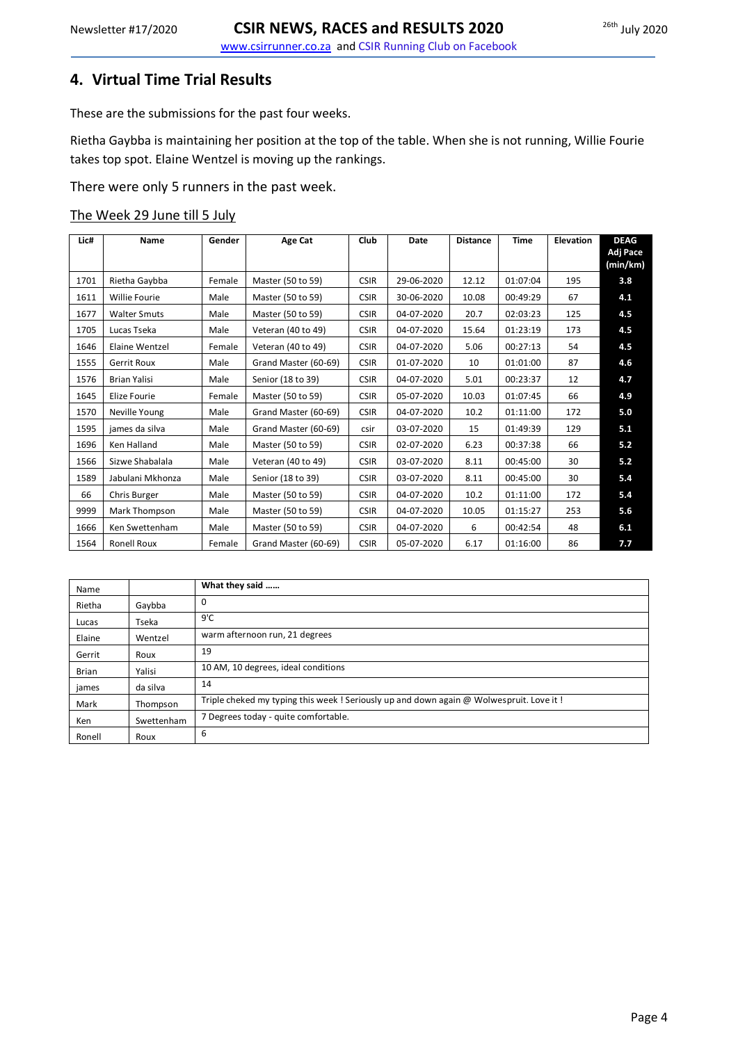## 4. Virtual Time Trial Results

These are the submissions for the past four weeks.

Rietha Gaybba is maintaining her position at the top of the table. When she is not running, Willie Fourie takes top spot. Elaine Wentzel is moving up the rankings.

There were only 5 runners in the past week.

The Week 29 June till 5 July

| Lic# | Name | Gender | Age Cat | Club | Date | Distance | Time | Elevation | DEAG Adj Pace (min/km) |
|---|---|---|---|---|---|---|---|---|---|
| 1701 | Rietha Gaybba | Female | Master (50 to 59) | CSIR | 29-06-2020 | 12.12 | 01:07:04 | 195 | **3.8** |
| 1611 | Willie Fourie | Male | Master (50 to 59) | CSIR | 30-06-2020 | 10.08 | 00:49:29 | 67 | **4.1** |
| 1677 | Walter Smuts | Male | Master (50 to 59) | CSIR | 04-07-2020 | 20.7 | 02:03:23 | 125 | **4.5** |
| 1705 | Lucas Tseka | Male | Veteran (40 to 49) | CSIR | 04-07-2020 | 15.64 | 01:23:19 | 173 | **4.5** |
| 1646 | Elaine Wentzel | Female | Veteran (40 to 49) | CSIR | 04-07-2020 | 5.06 | 00:27:13 | 54 | **4.5** |
| 1555 | Gerrit Roux | Male | Grand Master (60-69) | CSIR | 01-07-2020 | 10 | 01:01:00 | 87 | **4.6** |
| 1576 | Brian Yalisi | Male | Senior (18 to 39) | CSIR | 04-07-2020 | 5.01 | 00:23:37 | 12 | **4.7** |
| 1645 | Elize Fourie | Female | Master (50 to 59) | CSIR | 05-07-2020 | 10.03 | 01:07:45 | 66 | **4.9** |
| 1570 | Neville Young | Male | Grand Master (60-69) | CSIR | 04-07-2020 | 10.2 | 01:11:00 | 172 | **5.0** |
| 1595 | james da silva | Male | Grand Master (60-69) | csir | 03-07-2020 | 15 | 01:49:39 | 129 | **5.1** |
| 1696 | Ken Halland | Male | Master (50 to 59) | CSIR | 02-07-2020 | 6.23 | 00:37:38 | 66 | **5.2** |
| 1566 | Sizwe Shabalala | Male | Veteran (40 to 49) | CSIR | 03-07-2020 | 8.11 | 00:45:00 | 30 | **5.2** |
| 1589 | Jabulani Mkhonza | Male | Senior (18 to 39) | CSIR | 03-07-2020 | 8.11 | 00:45:00 | 30 | **5.4** |
| 66 | Chris Burger | Male | Master (50 to 59) | CSIR | 04-07-2020 | 10.2 | 01:11:00 | 172 | **5.4** |
| 9999 | Mark Thompson | Male | Master (50 to 59) | CSIR | 04-07-2020 | 10.05 | 01:15:27 | 253 | **5.6** |
| 1666 | Ken Swettenham | Male | Master (50 to 59) | CSIR | 04-07-2020 | 6 | 00:42:54 | 48 | **6.1** |
| 1564 | Ronell Roux | Female | Grand Master (60-69) | CSIR | 05-07-2020 | 6.17 | 01:16:00 | 86 | **7.7** |

| Name | | What they said …… |
|---|---|---|
| Rietha | Gaybba | 0 |
| Lucas | Tseka | 9'C |
| Elaine | Wentzel | warm afternoon run, 21 degrees |
| Gerrit | Roux | 19 |
| Brian | Yalisi | 10 AM, 10 degrees, ideal conditions |
| james | da silva | 14 |
| Mark | Thompson | Triple cheked my typing this week ! Seriously up and down again @ Wolwespruit. Love it ! |
| Ken | Swettenham | 7 Degrees today - quite comfortable. |
| Ronell | Roux | 6 |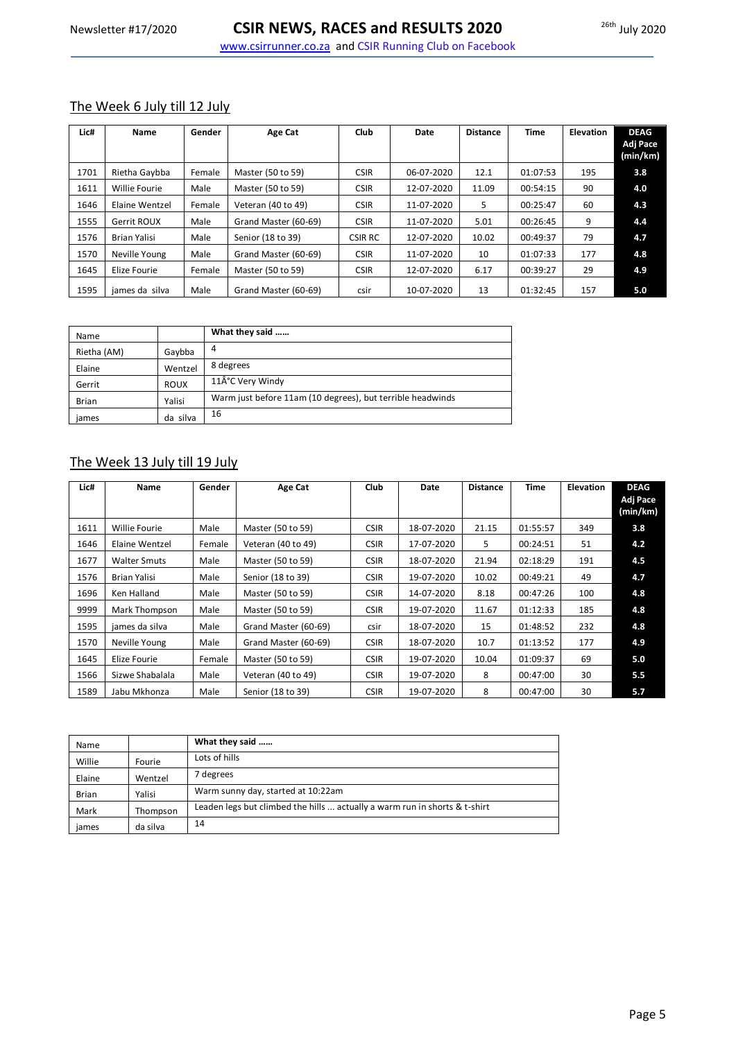## The Week 6 July till 12 July

| Lic# | Name | Gender | Age Cat | Club | Date | Distance | Time | Elevation | DEAG Adj Pace (min/km) |
|---|---|---|---|---|---|---|---|---|---|
| 1701 | Rietha Gaybba | Female | Master (50 to 59) | CSIR | 06-07-2020 | 12.1 | 01:07:53 | 195 | 3.8 |
| 1611 | Willie Fourie | Male | Master (50 to 59) | CSIR | 12-07-2020 | 11.09 | 00:54:15 | 90 | 4.0 |
| 1646 | Elaine Wentzel | Female | Veteran (40 to 49) | CSIR | 11-07-2020 | 5 | 00:25:47 | 60 | 4.3 |
| 1555 | Gerrit ROUX | Male | Grand Master (60-69) | CSIR | 11-07-2020 | 5.01 | 00:26:45 | 9 | 4.4 |
| 1576 | Brian Yalisi | Male | Senior (18 to 39) | CSIR RC | 12-07-2020 | 10.02 | 00:49:37 | 79 | 4.7 |
| 1570 | Neville Young | Male | Grand Master (60-69) | CSIR | 11-07-2020 | 10 | 01:07:33 | 177 | 4.8 |
| 1645 | Elize Fourie | Female | Master (50 to 59) | CSIR | 12-07-2020 | 6.17 | 00:39:27 | 29 | 4.9 |
| 1595 | james da silva | Male | Grand Master (60-69) | csir | 10-07-2020 | 13 | 01:32:45 | 157 | 5.0 |

| Name | | What they said …… |
|---|---|---|
| Rietha (AM) | Gaybba | 4 |
| Elaine | Wentzel | 8 degrees |
| Gerrit | ROUX | 11Â°C Very Windy |
| Brian | Yalisi | Warm just before 11am (10 degrees), but terrible headwinds |
| james | da silva | 16 |

## The Week 13 July till 19 July

| Lic# | Name | Gender | Age Cat | Club | Date | Distance | Time | Elevation | DEAG Adj Pace (min/km) |
|---|---|---|---|---|---|---|---|---|---|
| 1611 | Willie Fourie | Male | Master (50 to 59) | CSIR | 18-07-2020 | 21.15 | 01:55:57 | 349 | 3.8 |
| 1646 | Elaine Wentzel | Female | Veteran (40 to 49) | CSIR | 17-07-2020 | 5 | 00:24:51 | 51 | 4.2 |
| 1677 | Walter Smuts | Male | Master (50 to 59) | CSIR | 18-07-2020 | 21.94 | 02:18:29 | 191 | 4.5 |
| 1576 | Brian Yalisi | Male | Senior (18 to 39) | CSIR | 19-07-2020 | 10.02 | 00:49:21 | 49 | 4.7 |
| 1696 | Ken Halland | Male | Master (50 to 59) | CSIR | 14-07-2020 | 8.18 | 00:47:26 | 100 | 4.8 |
| 9999 | Mark Thompson | Male | Master (50 to 59) | CSIR | 19-07-2020 | 11.67 | 01:12:33 | 185 | 4.8 |
| 1595 | james da silva | Male | Grand Master (60-69) | csir | 18-07-2020 | 15 | 01:48:52 | 232 | 4.8 |
| 1570 | Neville Young | Male | Grand Master (60-69) | CSIR | 18-07-2020 | 10.7 | 01:13:52 | 177 | 4.9 |
| 1645 | Elize Fourie | Female | Master (50 to 59) | CSIR | 19-07-2020 | 10.04 | 01:09:37 | 69 | 5.0 |
| 1566 | Sizwe Shabalala | Male | Veteran (40 to 49) | CSIR | 19-07-2020 | 8 | 00:47:00 | 30 | 5.5 |
| 1589 | Jabu Mkhonza | Male | Senior (18 to 39) | CSIR | 19-07-2020 | 8 | 00:47:00 | 30 | 5.7 |

| Name | | What they said …… |
|---|---|---|
| Willie | Fourie | Lots of hills |
| Elaine | Wentzel | 7 degrees |
| Brian | Yalisi | Warm sunny day, started at 10:22am |
| Mark | Thompson | Leaden legs but climbed the hills ... actually a warm run in shorts & t-shirt |
| james | da silva | 14 |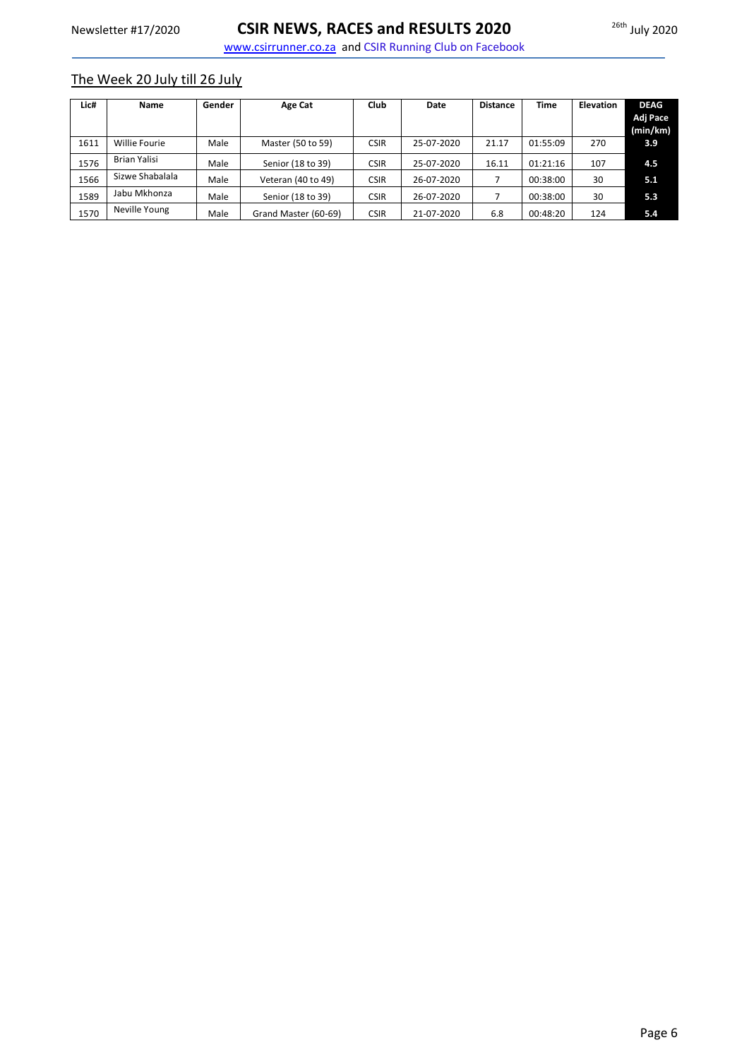## The Week 20 July till 26 July

| Lic# | Name | Gender | Age Cat | Club | Date | Distance | Time | Elevation | DEAG Adj Pace (min/km) |
|---|---|---|---|---|---|---|---|---|---|
| 1611 | Willie Fourie | Male | Master (50 to 59) | CSIR | 25-07-2020 | 21.17 | 01:55:09 | 270 | 3.9 |
| 1576 | Brian Yalisi | Male | Senior (18 to 39) | CSIR | 25-07-2020 | 16.11 | 01:21:16 | 107 | 4.5 |
| 1566 | Sizwe Shabalala | Male | Veteran (40 to 49) | CSIR | 26-07-2020 | 7 | 00:38:00 | 30 | 5.1 |
| 1589 | Jabu Mkhonza | Male | Senior (18 to 39) | CSIR | 26-07-2020 | 7 | 00:38:00 | 30 | 5.3 |
| 1570 | Neville Young | Male | Grand Master (60-69) | CSIR | 21-07-2020 | 6.8 | 00:48:20 | 124 | 5.4 |